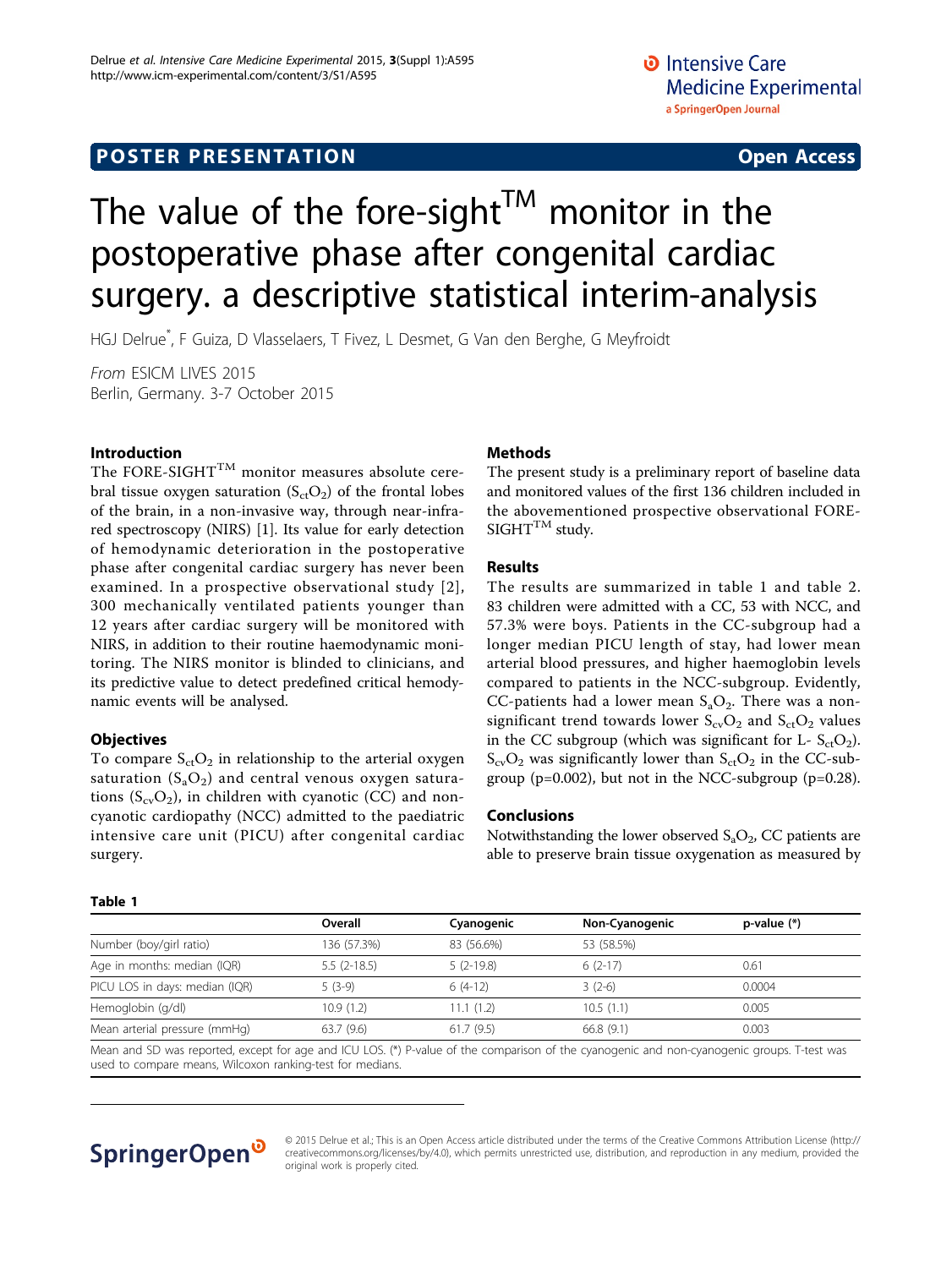POSTER PRESENTATION Open Access

# The value of the fore-sight[TM] monitor in the postoperative phase after congenital cardiac surgery. a descriptive statistical interim-analysis

HGJ Delrue*, F Guiza, D Vlasselaers, T Fivez, L Desmet, G Van den Berghe, G Meyfroidt

*From* ESICM LIVES 2015
Berlin, Germany. 3-7 October 2015

## Introduction

The FORE-SIGHT[TM] monitor measures absolute cerebral tissue oxygen saturation ($S_{ct}O_2$) of the frontal lobes of the brain, in a non-invasive way, through near-infrared spectroscopy (NIRS) [1]. Its value for early detection of hemodynamic deterioration in the postoperative phase after congenital cardiac surgery has never been examined. In a prospective observational study [2], 300 mechanically ventilated patients younger than 12 years after cardiac surgery will be monitored with NIRS, in addition to their routine haemodynamic monitoring. The NIRS monitor is blinded to clinicians, and its predictive value to detect predefined critical hemodynamic events will be analysed.

## Objectives

To compare $S_{ct}O_2$ in relationship to the arterial oxygen saturation ($S_aO_2$) and central venous oxygen saturations ($S_{cv}O_2$), in children with cyanotic (CC) and non-cyanotic cardiopathy (NCC) admitted to the paediatric intensive care unit (PICU) after congenital cardiac surgery.

## Methods

The present study is a preliminary report of baseline data and monitored values of the first 136 children included in the abovementioned prospective observational FORE-SIGHT[TM] study.

## Results

The results are summarized in table 1 and table 2. 83 children were admitted with a CC, 53 with NCC, and 57.3% were boys. Patients in the CC-subgroup had a longer median PICU length of stay, had lower mean arterial blood pressures, and higher haemoglobin levels compared to patients in the NCC-subgroup. Evidently, CC-patients had a lower mean $S_aO_2$. There was a non-significant trend towards lower $S_{cv}O_2$ and $S_{ct}O_2$ values in the CC subgroup (which was significant for L- $S_{ct}O_2$). $S_{cv}O_2$ was significantly lower than $S_{ct}O_2$ in the CC-subgroup (p=0.002), but not in the NCC-subgroup (p=0.28).

## Conclusions

Notwithstanding the lower observed $S_aO_2$, CC patients are able to preserve brain tissue oxygenation as measured by

**Table 1**

| | Overall | Cyanogenic | Non-Cyanogenic | p-value (*) |
|---|---|---|---|---|
| Number (boy/girl ratio) | 136 (57.3%) | 83 (56.6%) | 53 (58.5%) | |
| Age in months: median (IQR) | 5.5 (2-18.5) | 5 (2-19.8) | 6 (2-17) | 0.61 |
| PICU LOS in days: median (IQR) | 5 (3-9) | 6 (4-12) | 3 (2-6) | 0.0004 |
| Hemoglobin (g/dl) | 10.9 (1.2) | 11.1 (1.2) | 10.5 (1.1) | 0.005 |
| Mean arterial pressure (mmHg) | 63.7 (9.6) | 61.7 (9.5) | 66.8 (9.1) | 0.003 |

Mean and SD was reported, except for age and ICU LOS. (*) P-value of the comparison of the cyanogenic and non-cyanogenic groups. T-test was used to compare means, Wilcoxon ranking-test for medians.

© 2015 Delrue et al.; This is an Open Access article distributed under the terms of the Creative Commons Attribution License (http://creativecommons.org/licenses/by/4.0), which permits unrestricted use, distribution, and reproduction in any medium, provided the original work is properly cited.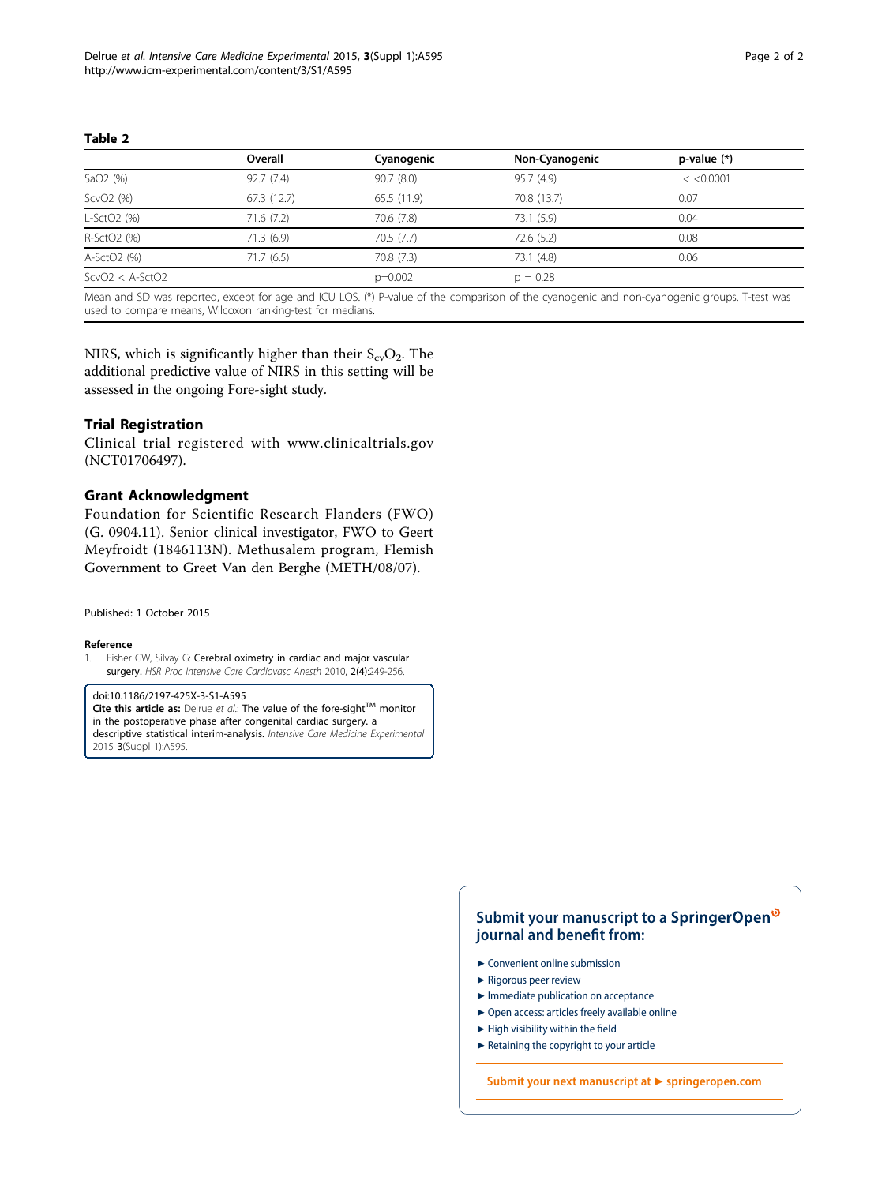**Table 2**

| | Overall | Cyanogenic | Non-Cyanogenic | p-value (*) |
|---|---|---|---|---|
| SaO2 (%) | 92.7 (7.4) | 90.7 (8.0) | 95.7 (4.9) | < <0.0001 |
| ScvO2 (%) | 67.3 (12.7) | 65.5 (11.9) | 70.8 (13.7) | 0.07 |
| L-SctO2 (%) | 71.6 (7.2) | 70.6 (7.8) | 73.1 (5.9) | 0.04 |
| R-SctO2 (%) | 71.3 (6.9) | 70.5 (7.7) | 72.6 (5.2) | 0.08 |
| A-SctO2 (%) | 71.7 (6.5) | 70.8 (7.3) | 73.1 (4.8) | 0.06 |
| ScvO2 < A-SctO2 | | p=0.002 | p = 0.28 | |

Mean and SD was reported, except for age and ICU LOS. (*) P-value of the comparison of the cyanogenic and non-cyanogenic groups. T-test was used to compare means, Wilcoxon ranking-test for medians.

NIRS, which is significantly higher than their $S_{cv}O_2$. The additional predictive value of NIRS in this setting will be assessed in the ongoing Fore-sight study.

## Trial Registration

Clinical trial registered with www.clinicaltrials.gov (NCT01706497).

## Grant Acknowledgment

Foundation for Scientific Research Flanders (FWO) (G. 0904.11). Senior clinical investigator, FWO to Geert Meyfroidt (1846113N). Methusalem program, Flemish Government to Greet Van den Berghe (METH/08/07).

Published: 1 October 2015

### Reference

1. Fisher GW, Silvay G: **Cerebral oximetry in cardiac and major vascular surgery.** *HSR Proc Intensive Care Cardiovasc Anesth* 2010, **2(4)**:249-256.

doi:10.1186/2197-425X-3-S1-A595

**Cite this article as:** Delrue *et al.*: The value of the fore-sight™ monitor in the postoperative phase after congenital cardiac surgery. a descriptive statistical interim-analysis. *Intensive Care Medicine Experimental* 2015 **3**(Suppl 1):A595.